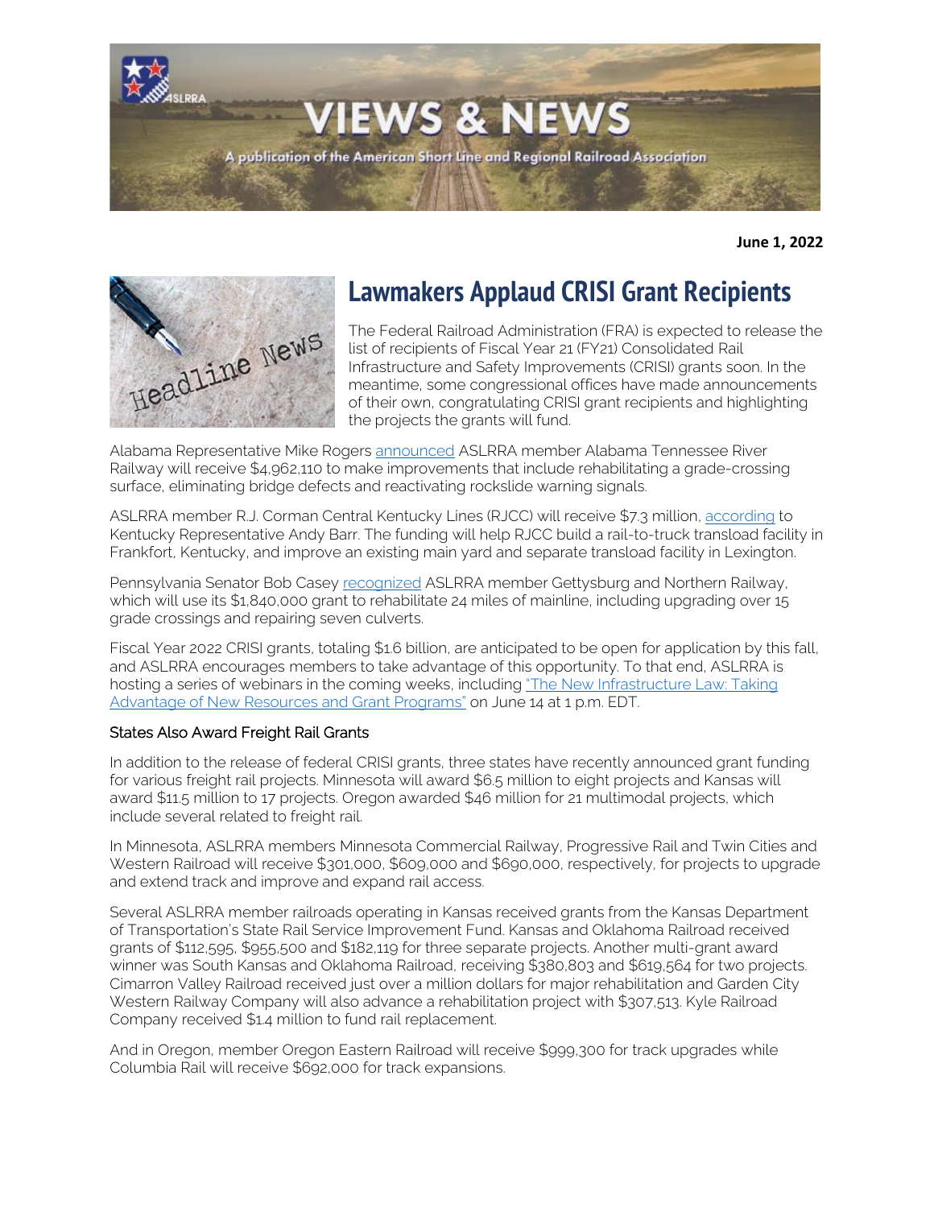# VIEWS & NEWS

A publication of the American Short Line and Regional Railroad Association

**June 1, 2022**

## Lawmakers Applaud CRISI Grant Recipients

The Federal Railroad Administration (FRA) is expected to release the list of recipients of Fiscal Year 21 (FY21) Consolidated Rail Infrastructure and Safety Improvements (CRISI) grants soon. In the meantime, some congressional offices have made announcements of their own, congratulating CRISI grant recipients and highlighting the projects the grants will fund.

Alabama Representative Mike Rogers announced ASLRRA member Alabama Tennessee River Railway will receive $4,962,110 to make improvements that include rehabilitating a grade-crossing surface, eliminating bridge defects and reactivating rockslide warning signals.

ASLRRA member R.J. Corman Central Kentucky Lines (RJCC) will receive $7.3 million, according to Kentucky Representative Andy Barr. The funding will help RJCC build a rail-to-truck transload facility in Frankfort, Kentucky, and improve an existing main yard and separate transload facility in Lexington.

Pennsylvania Senator Bob Casey recognized ASLRRA member Gettysburg and Northern Railway, which will use its $1,840,000 grant to rehabilitate 24 miles of mainline, including upgrading over 15 grade crossings and repairing seven culverts.

Fiscal Year 2022 CRISI grants, totaling $1.6 billion, are anticipated to be open for application by this fall, and ASLRRA encourages members to take advantage of this opportunity. To that end, ASLRRA is hosting a series of webinars in the coming weeks, including "The New Infrastructure Law: Taking Advantage of New Resources and Grant Programs" on June 14 at 1 p.m. EDT.

### States Also Award Freight Rail Grants

In addition to the release of federal CRISI grants, three states have recently announced grant funding for various freight rail projects. Minnesota will award $6.5 million to eight projects and Kansas will award $11.5 million to 17 projects. Oregon awarded $46 million for 21 multimodal projects, which include several related to freight rail.

In Minnesota, ASLRRA members Minnesota Commercial Railway, Progressive Rail and Twin Cities and Western Railroad will receive $301,000, $609,000 and $690,000, respectively, for projects to upgrade and extend track and improve and expand rail access.

Several ASLRRA member railroads operating in Kansas received grants from the Kansas Department of Transportation's State Rail Service Improvement Fund. Kansas and Oklahoma Railroad received grants of $112,595, $955,500 and $182,119 for three separate projects. Another multi-grant award winner was South Kansas and Oklahoma Railroad, receiving $380,803 and $619,564 for two projects. Cimarron Valley Railroad received just over a million dollars for major rehabilitation and Garden City Western Railway Company will also advance a rehabilitation project with $307,513. Kyle Railroad Company received $1.4 million to fund rail replacement.

And in Oregon, member Oregon Eastern Railroad will receive $999,300 for track upgrades while Columbia Rail will receive $692,000 for track expansions.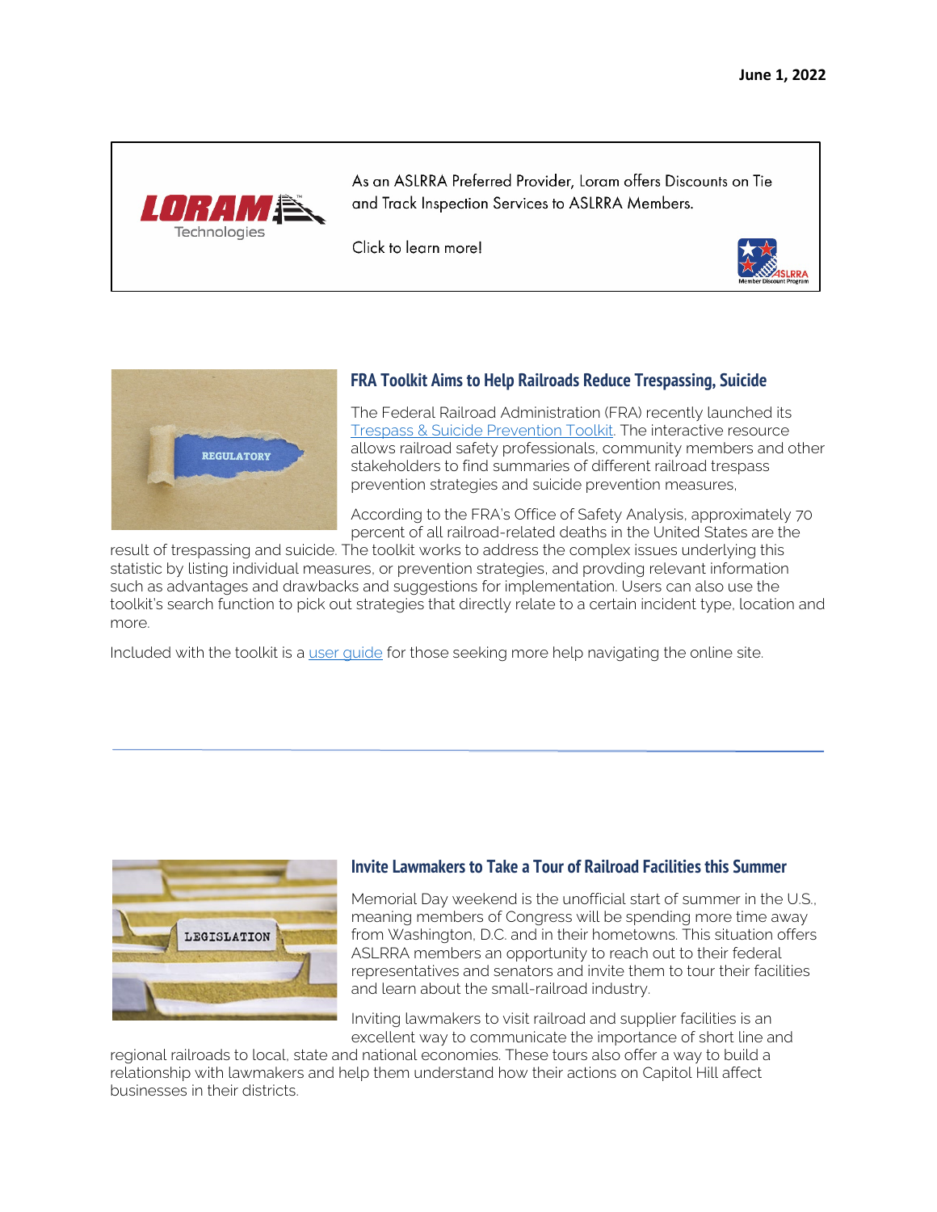**June 1, 2022**

As an ASLRRA Preferred Provider, Loram offers Discounts on Tie and Track Inspection Services to ASLRRA Members.

Click to learn more!

## FRA Toolkit Aims to Help Railroads Reduce Trespassing, Suicide

The Federal Railroad Administration (FRA) recently launched its Trespass & Suicide Prevention Toolkit. The interactive resource allows railroad safety professionals, community members and other stakeholders to find summaries of different railroad trespass prevention strategies and suicide prevention measures,

According to the FRA's Office of Safety Analysis, approximately 70 percent of all railroad-related deaths in the United States are the result of trespassing and suicide. The toolkit works to address the complex issues underlying this statistic by listing individual measures, or prevention strategies, and provding relevant information such as advantages and drawbacks and suggestions for implementation. Users can also use the toolkit's search function to pick out strategies that directly relate to a certain incident type, location and more.

Included with the toolkit is a user guide for those seeking more help navigating the online site.

---

## Invite Lawmakers to Take a Tour of Railroad Facilities this Summer

Memorial Day weekend is the unofficial start of summer in the U.S., meaning members of Congress will be spending more time away from Washington, D.C. and in their hometowns. This situation offers ASLRRA members an opportunity to reach out to their federal representatives and senators and invite them to tour their facilities and learn about the small-railroad industry.

Inviting lawmakers to visit railroad and supplier facilities is an excellent way to communicate the importance of short line and regional railroads to local, state and national economies. These tours also offer a way to build a relationship with lawmakers and help them understand how their actions on Capitol Hill affect businesses in their districts.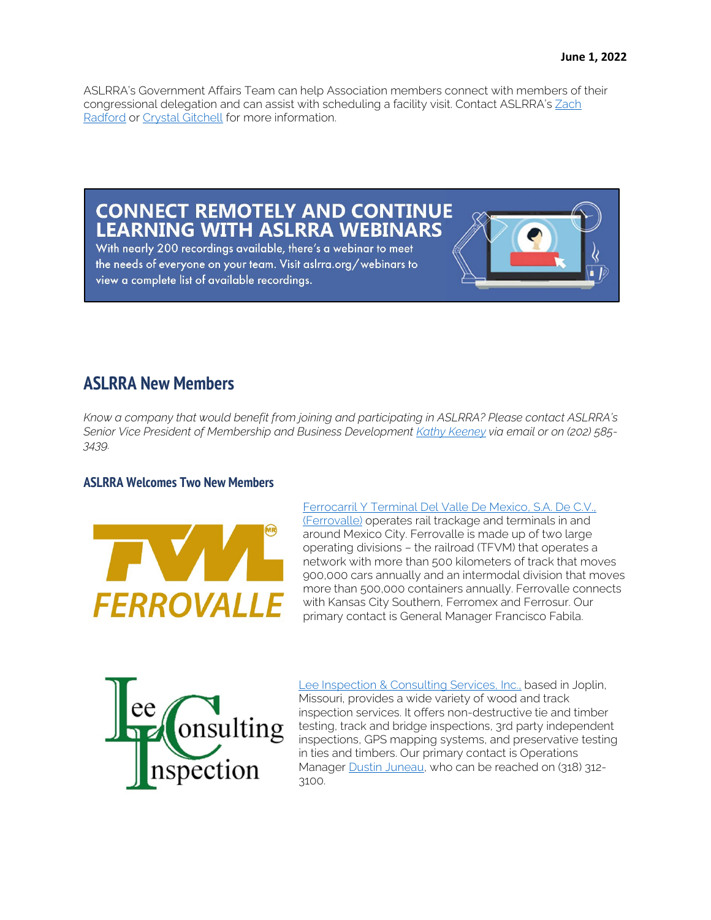June 1, 2022

ASLRRA's Government Affairs Team can help Association members connect with members of their congressional delegation and can assist with scheduling a facility visit. Contact ASLRRA's Zach Radford or Crystal Gitchell for more information.

**CONNECT REMOTELY AND CONTINUE LEARNING WITH ASLRRA WEBINARS**

With nearly 200 recordings available, there's a webinar to meet the needs of everyone on your team. Visit aslrra.org/webinars to view a complete list of available recordings.

## ASLRRA New Members

*Know a company that would benefit from joining and participating in ASLRRA? Please contact ASLRRA's Senior Vice President of Membership and Business Development Kathy Keeney via email or on (202) 585-3439.*

### ASLRRA Welcomes Two New Members

Ferrocarril Y Terminal Del Valle De Mexico, S.A. De C.V., (Ferrovalle) operates rail trackage and terminals in and around Mexico City. Ferrovalle is made up of two large operating divisions – the railroad (TFVM) that operates a network with more than 500 kilometers of track that moves 900,000 cars annually and an intermodal division that moves more than 500,000 containers annually. Ferrovalle connects with Kansas City Southern, Ferromex and Ferrosur. Our primary contact is General Manager Francisco Fabila.

Lee Inspection & Consulting Services, Inc., based in Joplin, Missouri, provides a wide variety of wood and track inspection services. It offers non-destructive tie and timber testing, track and bridge inspections, 3rd party independent inspections, GPS mapping systems, and preservative testing in ties and timbers. Our primary contact is Operations Manager Dustin Juneau, who can be reached on (318) 312-3100.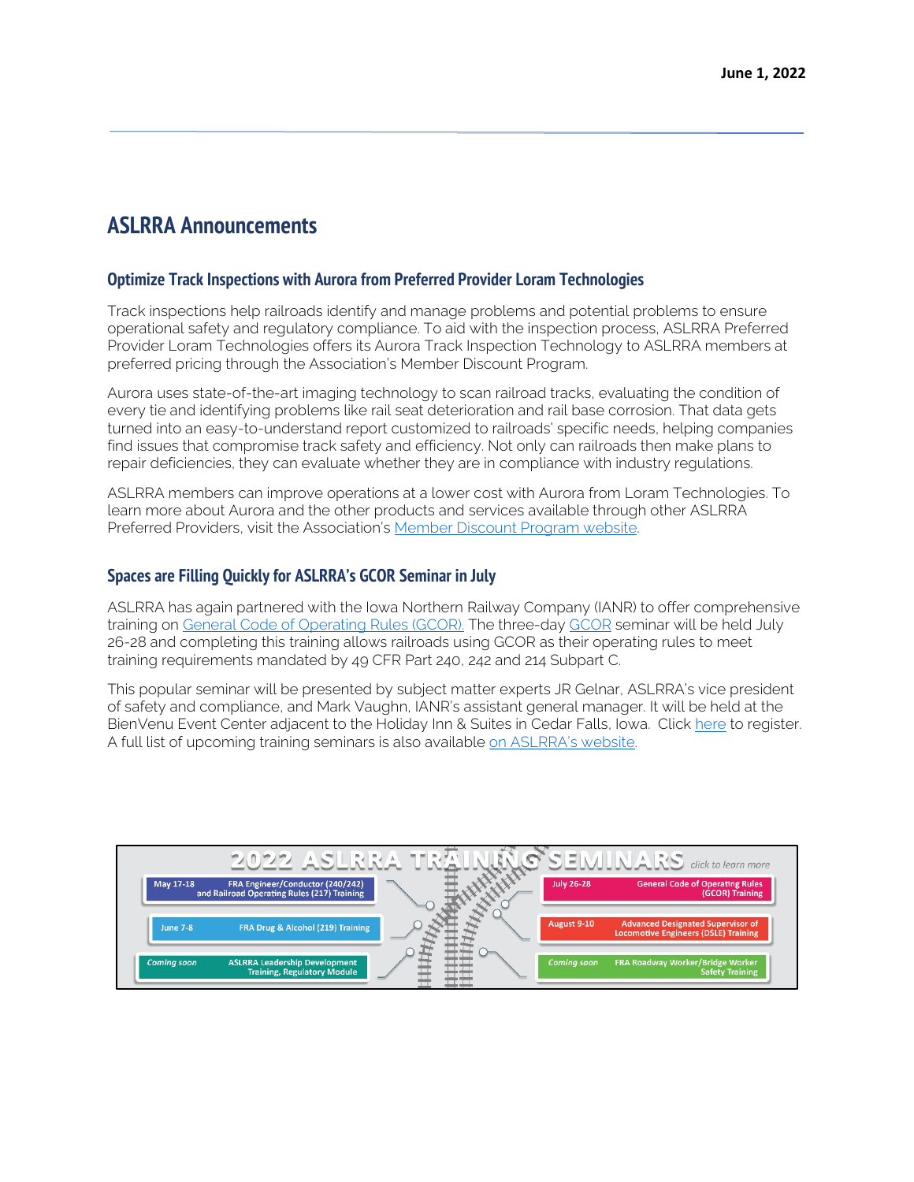## ASLRRA Announcements

### Optimize Track Inspections with Aurora from Preferred Provider Loram Technologies

Track inspections help railroads identify and manage problems and potential problems to ensure operational safety and regulatory compliance. To aid with the inspection process, ASLRRA Preferred Provider Loram Technologies offers its Aurora Track Inspection Technology to ASLRRA members at preferred pricing through the Association's Member Discount Program.

Aurora uses state-of-the-art imaging technology to scan railroad tracks, evaluating the condition of every tie and identifying problems like rail seat deterioration and rail base corrosion. That data gets turned into an easy-to-understand report customized to railroads' specific needs, helping companies find issues that compromise track safety and efficiency. Not only can railroads then make plans to repair deficiencies, they can evaluate whether they are in compliance with industry regulations.

ASLRRA members can improve operations at a lower cost with Aurora from Loram Technologies. To learn more about Aurora and the other products and services available through other ASLRRA Preferred Providers, visit the Association's Member Discount Program website.

### Spaces are Filling Quickly for ASLRRA's GCOR Seminar in July

ASLRRA has again partnered with the Iowa Northern Railway Company (IANR) to offer comprehensive training on General Code of Operating Rules (GCOR). The three-day GCOR seminar will be held July 26-28 and completing this training allows railroads using GCOR as their operating rules to meet training requirements mandated by 49 CFR Part 240, 242 and 214 Subpart C.

This popular seminar will be presented by subject matter experts JR Gelnar, ASLRRA's vice president of safety and compliance, and Mark Vaughn, IANR's assistant general manager. It will be held at the BienVenu Event Center adjacent to the Holiday Inn & Suites in Cedar Falls, Iowa. Click here to register. A full list of upcoming training seminars is also available on ASLRRA's website.

**2022 ASLRRA TRAINING SEMINARS** *click to learn more*

- May 17-18 — FRA Engineer/Conductor (240/242) and Railroad Operating Rules (217) Training
- June 7-8 — FRA Drug & Alcohol (219) Training
- *Coming soon* — ASLRRA Leadership Development Training, Regulatory Module
- July 26-28 — General Code of Operating Rules (GCOR) Training
- August 9-10 — Advanced Designated Supervisor of Locomotive Engineers (DSLE) Training
- *Coming soon* — FRA Roadway Worker/Bridge Worker Safety Training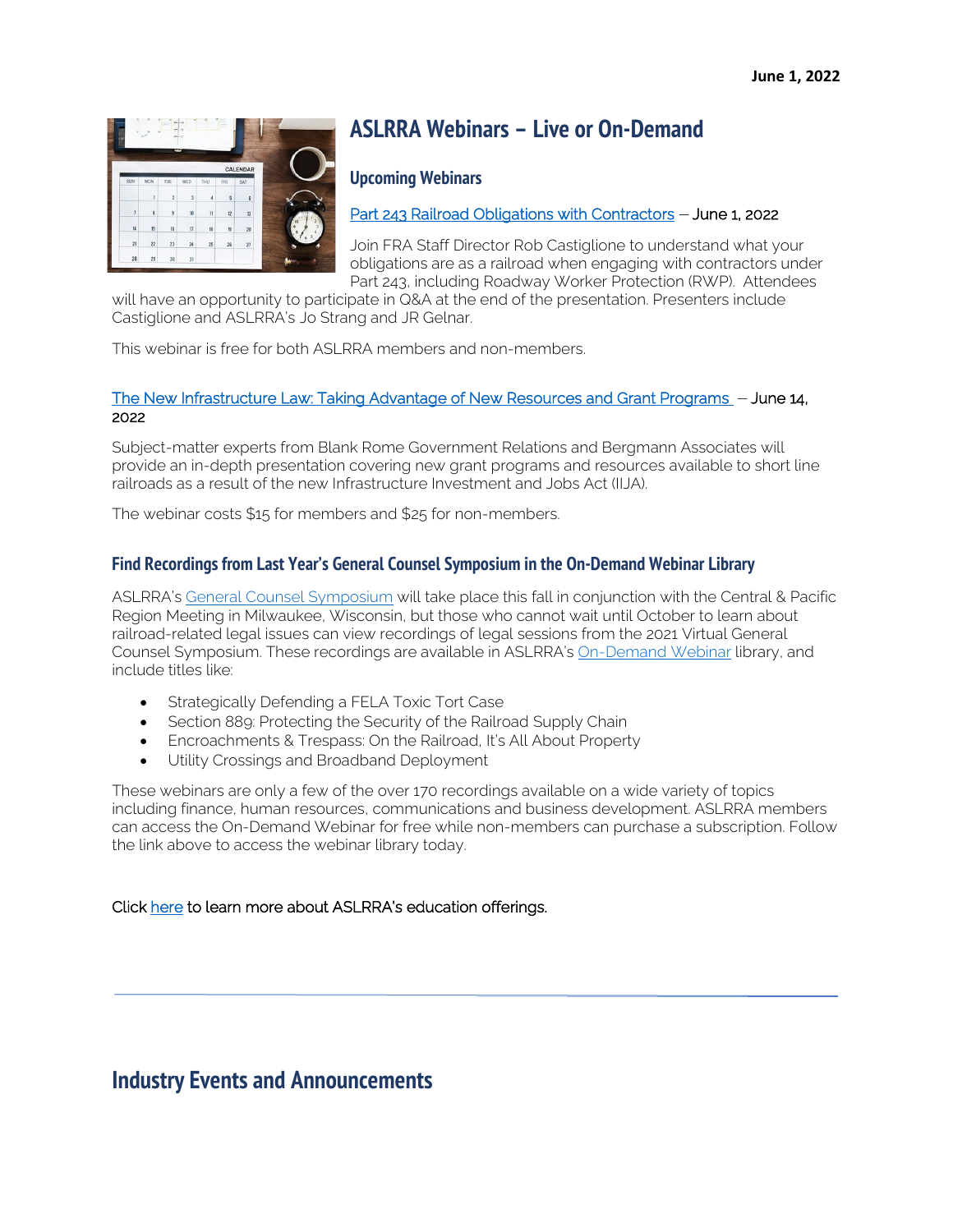June 1, 2022

## ASLRRA Webinars – Live or On-Demand

### Upcoming Webinars

Part 243 Railroad Obligations with Contractors – June 1, 2022

Join FRA Staff Director Rob Castiglione to understand what your obligations are as a railroad when engaging with contractors under Part 243, including Roadway Worker Protection (RWP). Attendees will have an opportunity to participate in Q&A at the end of the presentation. Presenters include Castiglione and ASLRRA's Jo Strang and JR Gelnar.

This webinar is free for both ASLRRA members and non-members.

The New Infrastructure Law: Taking Advantage of New Resources and Grant Programs – June 14, 2022

Subject-matter experts from Blank Rome Government Relations and Bergmann Associates will provide an in-depth presentation covering new grant programs and resources available to short line railroads as a result of the new Infrastructure Investment and Jobs Act (IIJA).

The webinar costs $15 for members and $25 for non-members.

### Find Recordings from Last Year's General Counsel Symposium in the On-Demand Webinar Library

ASLRRA's General Counsel Symposium will take place this fall in conjunction with the Central & Pacific Region Meeting in Milwaukee, Wisconsin, but those who cannot wait until October to learn about railroad-related legal issues can view recordings of legal sessions from the 2021 Virtual General Counsel Symposium. These recordings are available in ASLRRA's On-Demand Webinar library, and include titles like:

- Strategically Defending a FELA Toxic Tort Case
- Section 889: Protecting the Security of the Railroad Supply Chain
- Encroachments & Trespass: On the Railroad, It's All About Property
- Utility Crossings and Broadband Deployment

These webinars are only a few of the over 170 recordings available on a wide variety of topics including finance, human resources, communications and business development. ASLRRA members can access the On-Demand Webinar for free while non-members can purchase a subscription. Follow the link above to access the webinar library today.

Click here to learn more about ASLRRA's education offerings.

---

## Industry Events and Announcements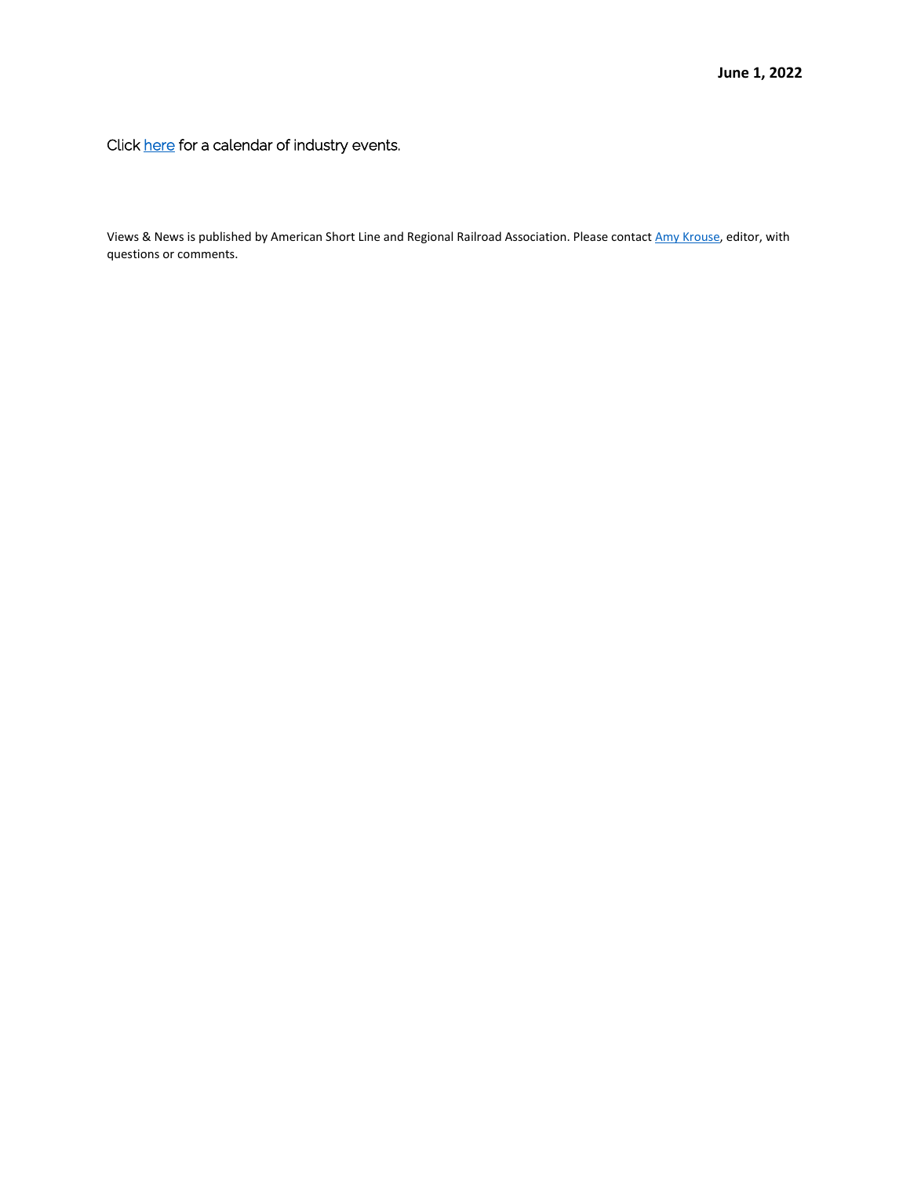**June 1, 2022**

Click here for a calendar of industry events.

Views & News is published by American Short Line and Regional Railroad Association. Please contact Amy Krouse, editor, with questions or comments.